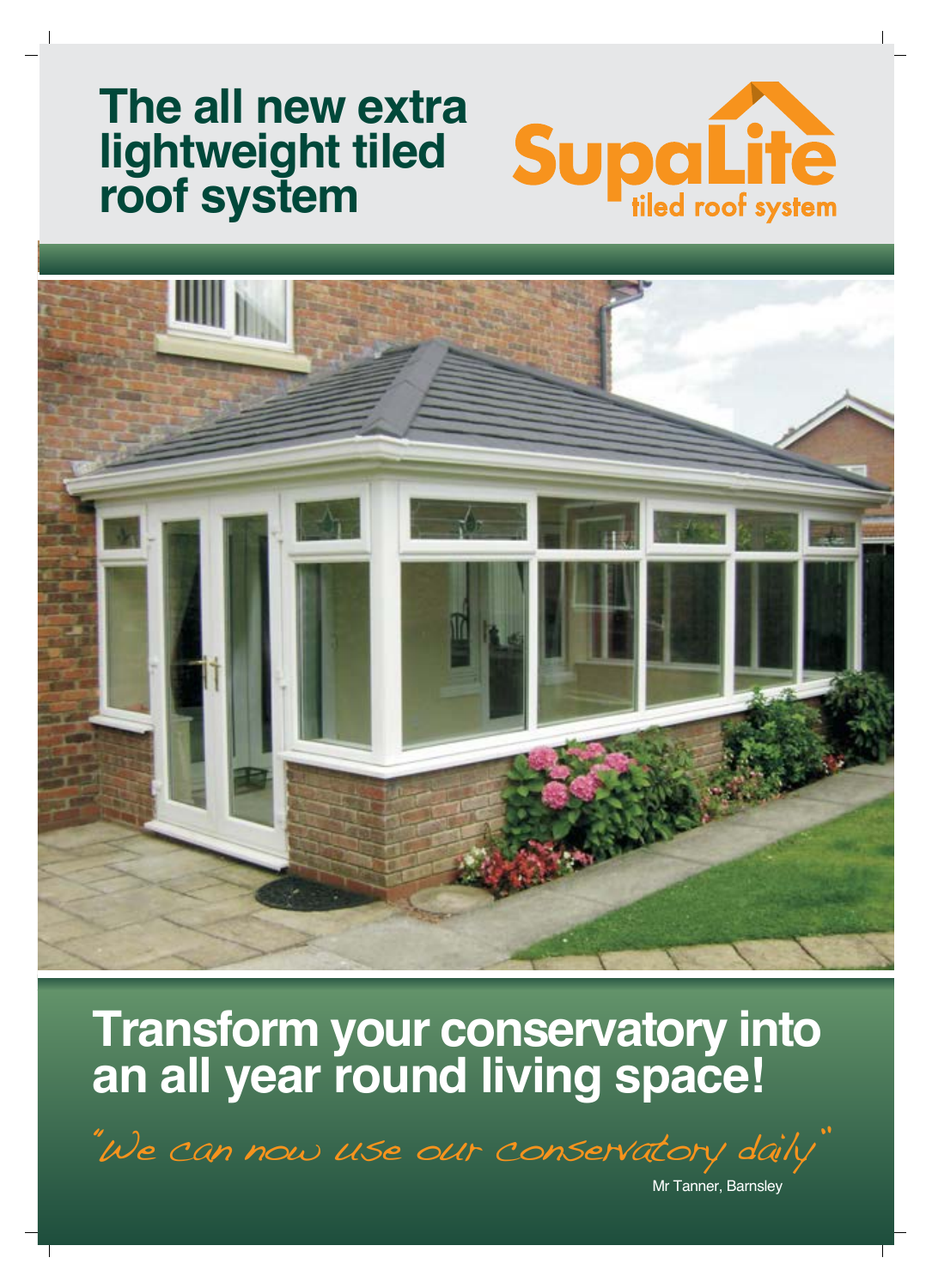# The all new extra lightweight tiled roof system

SupaLite
tiled roof system

## Transform your conservatory into an all year round living space!

*"We can now use our conservatory daily"*

Mr Tanner, Barnsley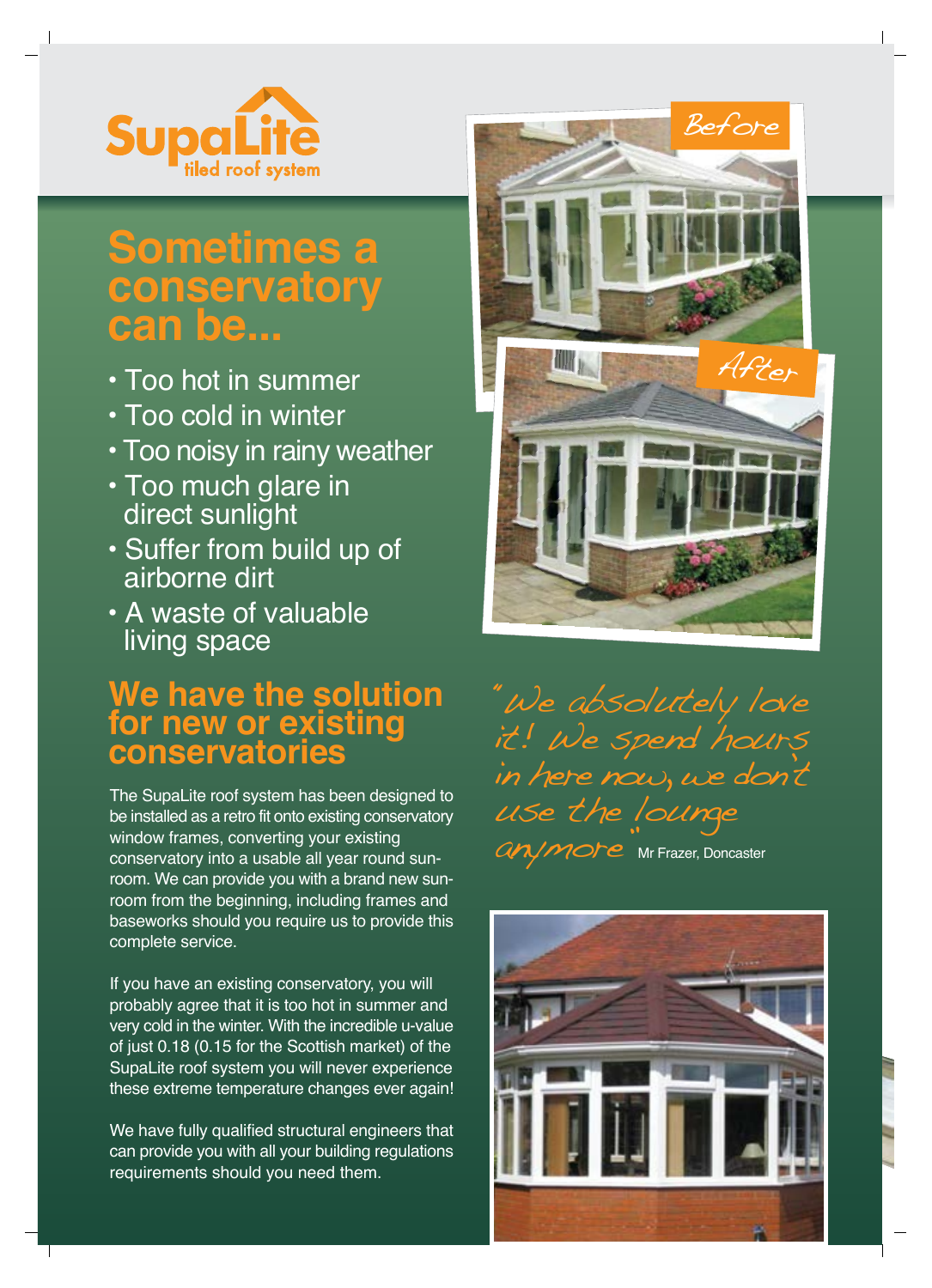SupaLite
tiled roof system

# Sometimes a conservatory can be...

- Too hot in summer
- Too cold in winter
- Too noisy in rainy weather
- Too much glare in direct sunlight
- Suffer from build up of airborne dirt
- A waste of valuable living space

## We have the solution for new or existing conservatories

The SupaLite roof system has been designed to be installed as a retro fit onto existing conservatory window frames, converting your existing conservatory into a usable all year round sun-room. We can provide you with a brand new sun-room from the beginning, including frames and baseworks should you require us to provide this complete service.

If you have an existing conservatory, you will probably agree that it is too hot in summer and very cold in the winter. With the incredible u-value of just 0.18 (0.15 for the Scottish market) of the SupaLite roof system you will never experience these extreme temperature changes ever again!

We have fully qualified structural engineers that can provide you with all your building regulations requirements should you need them.

Before

After

*"We absolutely love it! We spend hours in here now, we don't use the lounge anymore"* Mr Frazer, Doncaster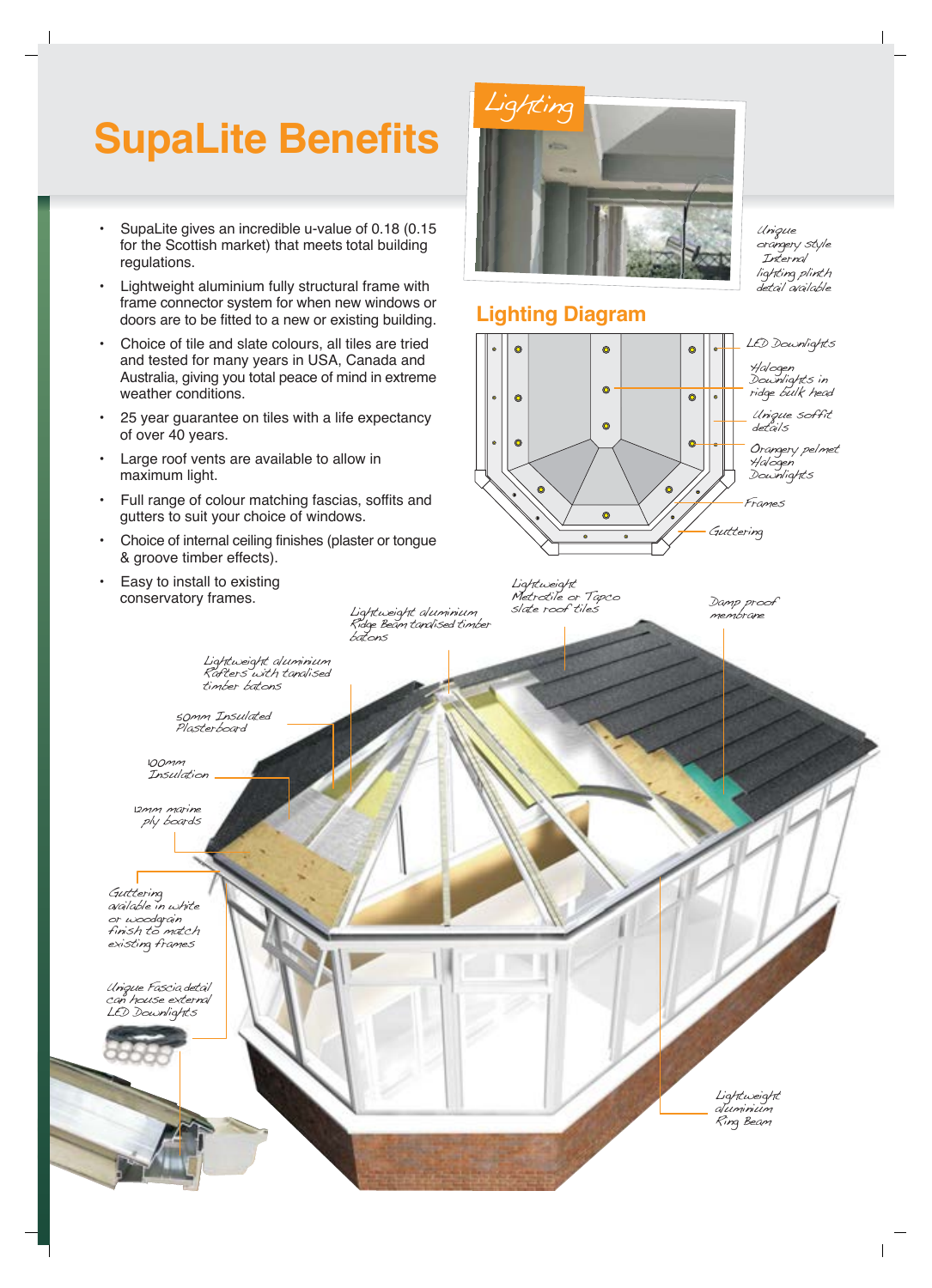# SupaLite Benefits

- SupaLite gives an incredible u-value of 0.18 (0.15 for the Scottish market) that meets total building regulations.
- Lightweight aluminium fully structural frame with frame connector system for when new windows or doors are to be fitted to a new or existing building.
- Choice of tile and slate colours, all tiles are tried and tested for many years in USA, Canada and Australia, giving you total peace of mind in extreme weather conditions.
- 25 year guarantee on tiles with a life expectancy of over 40 years.
- Large roof vents are available to allow in maximum light.
- Full range of colour matching fascias, soffits and gutters to suit your choice of windows.
- Choice of internal ceiling finishes (plaster or tongue & groove timber effects).
- Easy to install to existing conservatory frames.

Lighting

Unique orangery style Internal lighting plinth detail available

## Lighting Diagram

LED Downlights

Halogen Downlights in ridge bulk head

Unique soffit details

Orangery pelmet Halogen Downlights

Frames

Guttering

Lightweight Metrotile or Tapco slate roof tiles

Damp proof membrane

Lightweight aluminium Ridge Beam tanalised timber batons

Lightweight aluminium Rafters with tanalised timber batons

50mm Insulated Plasterboard

100mm Insulation

12mm marine ply boards

Guttering available in white or woodgrain finish to match existing frames

Unique Fascia detail can house external LED Downlights

Lightweight aluminium Ring Beam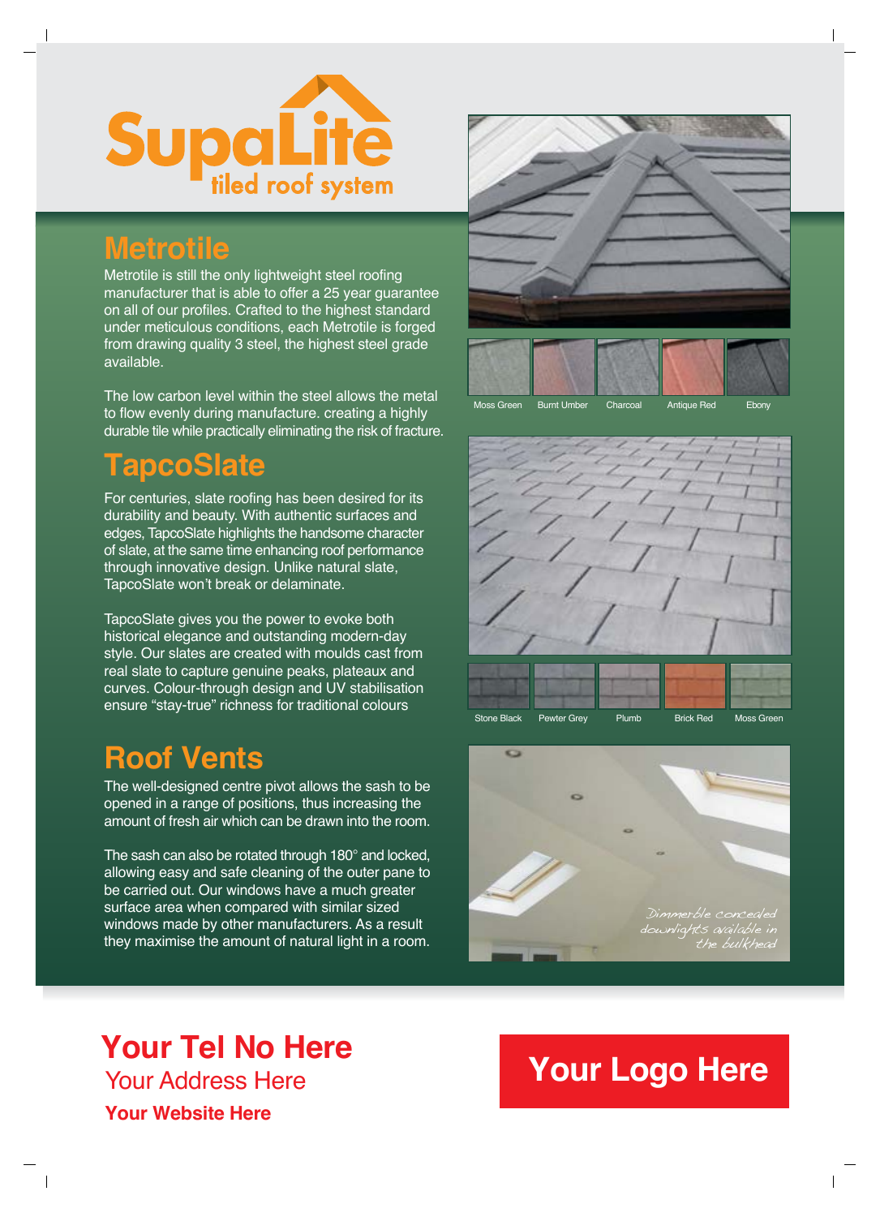SupaLite
tiled roof system

## Metrotile

Metrotile is still the only lightweight steel roofing manufacturer that is able to offer a 25 year guarantee on all of our profiles. Crafted to the highest standard under meticulous conditions, each Metrotile is forged from drawing quality 3 steel, the highest steel grade available.

The low carbon level within the steel allows the metal to flow evenly during manufacture. creating a highly durable tile while practically eliminating the risk of fracture.

Moss Green
Burnt Umber
Charcoal
Antique Red
Ebony

## TapcoSlate

For centuries, slate roofing has been desired for its durability and beauty. With authentic surfaces and edges, TapcoSlate highlights the handsome character of slate, at the same time enhancing roof performance through innovative design. Unlike natural slate, TapcoSlate won't break or delaminate.

TapcoSlate gives you the power to evoke both historical elegance and outstanding modern-day style. Our slates are created with moulds cast from real slate to capture genuine peaks, plateaux and curves. Colour-through design and UV stabilisation ensure "stay-true" richness for traditional colours

Stone Black
Pewter Grey
Plumb
Brick Red
Moss Green

## Roof Vents

The well-designed centre pivot allows the sash to be opened in a range of positions, thus increasing the amount of fresh air which can be drawn into the room.

The sash can also be rotated through 180° and locked, allowing easy and safe cleaning of the outer pane to be carried out. Our windows have a much greater surface area when compared with similar sized windows made by other manufacturers. As a result they maximise the amount of natural light in a room.

*Dimmerble concealed downlights available in the bulkhead*

**Your Tel No Here**
Your Address Here
**Your Website Here**

**Your Logo Here**